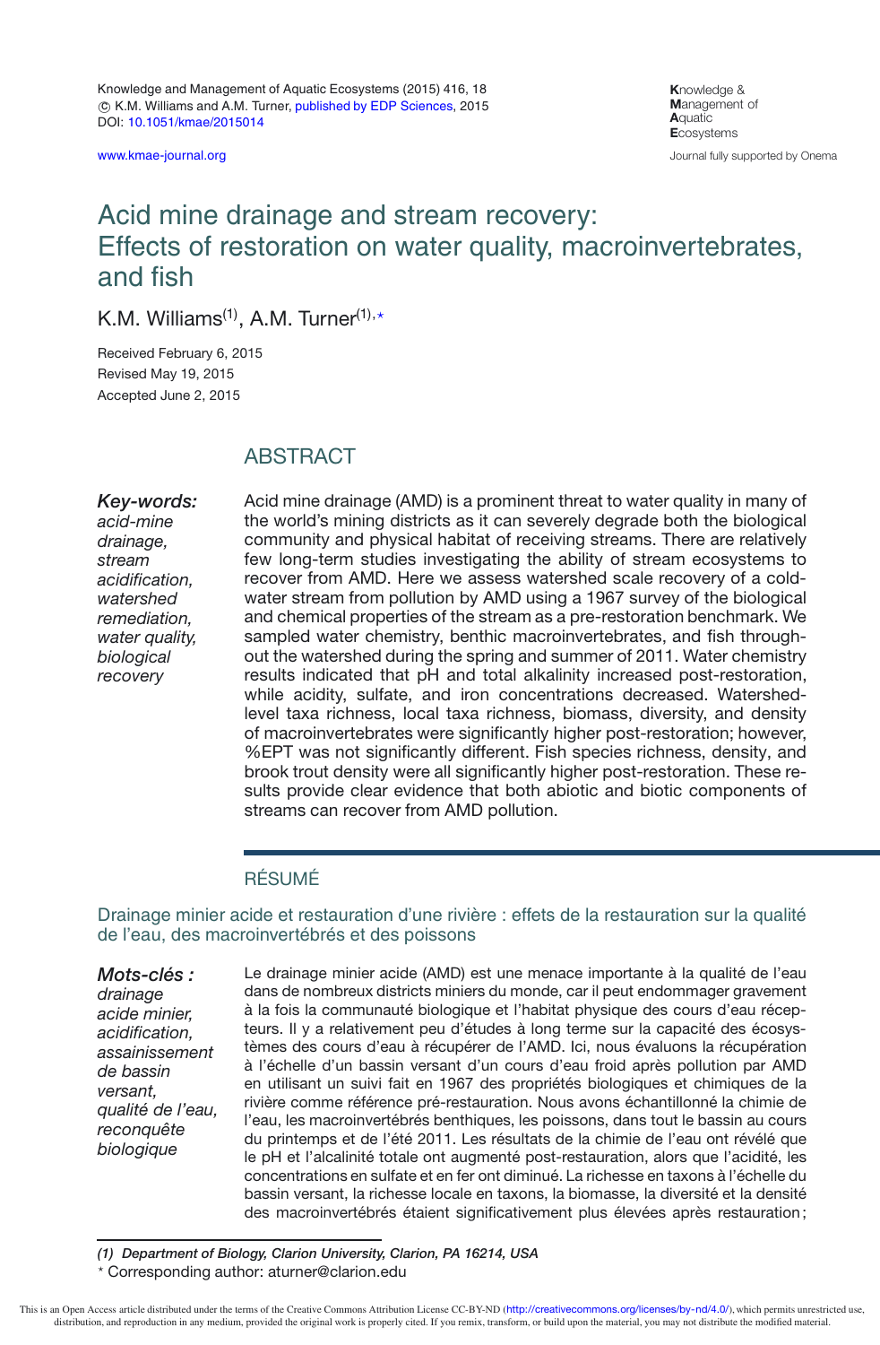Knowledge and Management of Aquatic Ecosystems (2015) 416, 18
© K.M. Williams and A.M. Turner, published by EDP Sciences, 2015
DOI: 10.1051/kmae/2015014

www.kmae-journal.org

**K**nowledge & **M**anagement of **A**quatic **E**cosystems

Journal fully supported by Onema

# Acid mine drainage and stream recovery: Effects of restoration on water quality, macroinvertebrates, and fish

K.M. Williams[(1)], A.M. Turner[(1),*]

Received February 6, 2015
Revised May 19, 2015
Accepted June 2, 2015

## ABSTRACT

***Key-words:*** *acid-mine drainage, stream acidification, watershed remediation, water quality, biological recovery*

Acid mine drainage (AMD) is a prominent threat to water quality in many of the world's mining districts as it can severely degrade both the biological community and physical habitat of receiving streams. There are relatively few long-term studies investigating the ability of stream ecosystems to recover from AMD. Here we assess watershed scale recovery of a cold-water stream from pollution by AMD using a 1967 survey of the biological and chemical properties of the stream as a pre-restoration benchmark. We sampled water chemistry, benthic macroinvertebrates, and fish throughout the watershed during the spring and summer of 2011. Water chemistry results indicated that pH and total alkalinity increased post-restoration, while acidity, sulfate, and iron concentrations decreased. Watershed-level taxa richness, local taxa richness, biomass, diversity, and density of macroinvertebrates were significantly higher post-restoration; however, %EPT was not significantly different. Fish species richness, density, and brook trout density were all significantly higher post-restoration. These results provide clear evidence that both abiotic and biotic components of streams can recover from AMD pollution.

## RÉSUMÉ

### Drainage minier acide et restauration d'une rivière : effets de la restauration sur la qualité de l'eau, des macroinvertébrés et des poissons

***Mots-clés :*** *drainage acide minier, acidification, assainissement de bassin versant, qualité de l'eau, reconquête biologique*

Le drainage minier acide (AMD) est une menace importante à la qualité de l'eau dans de nombreux districts miniers du monde, car il peut endommager gravement à la fois la communauté biologique et l'habitat physique des cours d'eau récepteurs. Il y a relativement peu d'études à long terme sur la capacité des écosystèmes des cours d'eau à récupérer de l'AMD. Ici, nous évaluons la récupération à l'échelle d'un bassin versant d'un cours d'eau froid après pollution par AMD en utilisant un suivi fait en 1967 des propriétés biologiques et chimiques de la rivière comme référence pré-restauration. Nous avons échantillonné la chimie de l'eau, les macroinvertébrés benthiques, les poissons, dans tout le bassin au cours du printemps et de l'été 2011. Les résultats de la chimie de l'eau ont révélé que le pH et l'alcalinité totale ont augmenté post-restauration, alors que l'acidité, les concentrations en sulfate et en fer ont diminué. La richesse en taxons à l'échelle du bassin versant, la richesse locale en taxons, la biomasse, la diversité et la densité des macroinvertébrés étaient significativement plus élevées après restauration ;

*(1) Department of Biology, Clarion University, Clarion, PA 16214, USA*

\* Corresponding author: aturner@clarion.edu

This is an Open Access article distributed under the terms of the Creative Commons Attribution License CC-BY-ND (http://creativecommons.org/licenses/by-nd/4.0/), which permits unrestricted use, distribution, and reproduction in any medium, provided the original work is properly cited. If you remix, transform, or build upon the material, you may not distribute the modified material.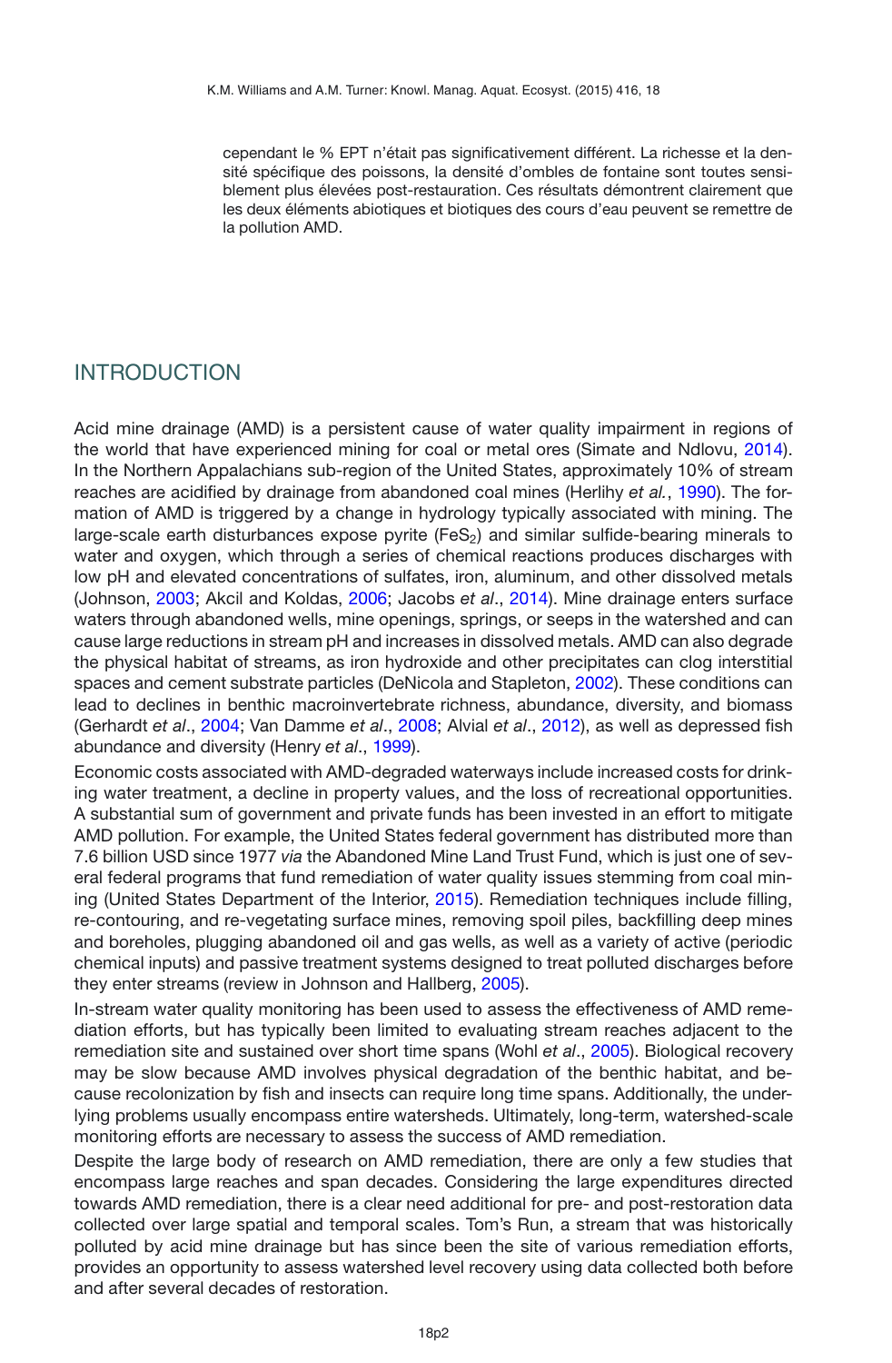cependant le % EPT n'était pas significativement différent. La richesse et la densité spécifique des poissons, la densité d'ombles de fontaine sont toutes sensiblement plus élevées post-restauration. Ces résultats démontrent clairement que les deux éléments abiotiques et biotiques des cours d'eau peuvent se remettre de la pollution AMD.

## INTRODUCTION

Acid mine drainage (AMD) is a persistent cause of water quality impairment in regions of the world that have experienced mining for coal or metal ores (Simate and Ndlovu, 2014). In the Northern Appalachians sub-region of the United States, approximately 10% of stream reaches are acidified by drainage from abandoned coal mines (Herlihy *et al.*, 1990). The formation of AMD is triggered by a change in hydrology typically associated with mining. The large-scale earth disturbances expose pyrite ($FeS_2$) and similar sulfide-bearing minerals to water and oxygen, which through a series of chemical reactions produces discharges with low pH and elevated concentrations of sulfates, iron, aluminum, and other dissolved metals (Johnson, 2003; Akcil and Koldas, 2006; Jacobs *et al*., 2014). Mine drainage enters surface waters through abandoned wells, mine openings, springs, or seeps in the watershed and can cause large reductions in stream pH and increases in dissolved metals. AMD can also degrade the physical habitat of streams, as iron hydroxide and other precipitates can clog interstitial spaces and cement substrate particles (DeNicola and Stapleton, 2002). These conditions can lead to declines in benthic macroinvertebrate richness, abundance, diversity, and biomass (Gerhardt *et al*., 2004; Van Damme *et al*., 2008; Alvial *et al*., 2012), as well as depressed fish abundance and diversity (Henry *et al*., 1999).

Economic costs associated with AMD-degraded waterways include increased costs for drinking water treatment, a decline in property values, and the loss of recreational opportunities. A substantial sum of government and private funds has been invested in an effort to mitigate AMD pollution. For example, the United States federal government has distributed more than 7.6 billion USD since 1977 *via* the Abandoned Mine Land Trust Fund, which is just one of several federal programs that fund remediation of water quality issues stemming from coal mining (United States Department of the Interior, 2015). Remediation techniques include filling, re-contouring, and re-vegetating surface mines, removing spoil piles, backfilling deep mines and boreholes, plugging abandoned oil and gas wells, as well as a variety of active (periodic chemical inputs) and passive treatment systems designed to treat polluted discharges before they enter streams (review in Johnson and Hallberg, 2005).

In-stream water quality monitoring has been used to assess the effectiveness of AMD remediation efforts, but has typically been limited to evaluating stream reaches adjacent to the remediation site and sustained over short time spans (Wohl *et al*., 2005). Biological recovery may be slow because AMD involves physical degradation of the benthic habitat, and because recolonization by fish and insects can require long time spans. Additionally, the underlying problems usually encompass entire watersheds. Ultimately, long-term, watershed-scale monitoring efforts are necessary to assess the success of AMD remediation.

Despite the large body of research on AMD remediation, there are only a few studies that encompass large reaches and span decades. Considering the large expenditures directed towards AMD remediation, there is a clear need additional for pre- and post-restoration data collected over large spatial and temporal scales. Tom's Run, a stream that was historically polluted by acid mine drainage but has since been the site of various remediation efforts, provides an opportunity to assess watershed level recovery using data collected both before and after several decades of restoration.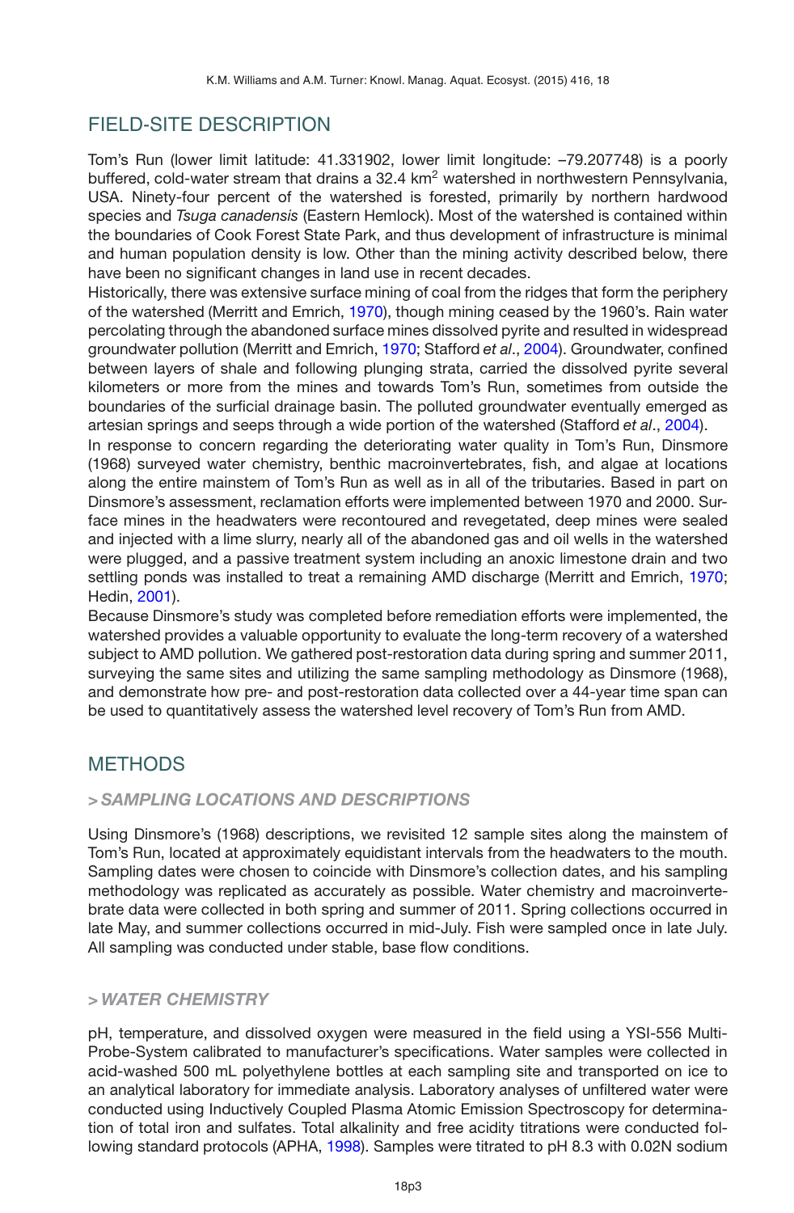## FIELD-SITE DESCRIPTION

Tom's Run (lower limit latitude: 41.331902, lower limit longitude: –79.207748) is a poorly buffered, cold-water stream that drains a 32.4 km$^2$ watershed in northwestern Pennsylvania, USA. Ninety-four percent of the watershed is forested, primarily by northern hardwood species and *Tsuga canadensis* (Eastern Hemlock). Most of the watershed is contained within the boundaries of Cook Forest State Park, and thus development of infrastructure is minimal and human population density is low. Other than the mining activity described below, there have been no significant changes in land use in recent decades.

Historically, there was extensive surface mining of coal from the ridges that form the periphery of the watershed (Merritt and Emrich, 1970), though mining ceased by the 1960's. Rain water percolating through the abandoned surface mines dissolved pyrite and resulted in widespread groundwater pollution (Merritt and Emrich, 1970; Stafford *et al*., 2004). Groundwater, confined between layers of shale and following plunging strata, carried the dissolved pyrite several kilometers or more from the mines and towards Tom's Run, sometimes from outside the boundaries of the surficial drainage basin. The polluted groundwater eventually emerged as artesian springs and seeps through a wide portion of the watershed (Stafford *et al*., 2004).

In response to concern regarding the deteriorating water quality in Tom's Run, Dinsmore (1968) surveyed water chemistry, benthic macroinvertebrates, fish, and algae at locations along the entire mainstem of Tom's Run as well as in all of the tributaries. Based in part on Dinsmore's assessment, reclamation efforts were implemented between 1970 and 2000. Surface mines in the headwaters were recontoured and revegetated, deep mines were sealed and injected with a lime slurry, nearly all of the abandoned gas and oil wells in the watershed were plugged, and a passive treatment system including an anoxic limestone drain and two settling ponds was installed to treat a remaining AMD discharge (Merritt and Emrich, 1970; Hedin, 2001).

Because Dinsmore's study was completed before remediation efforts were implemented, the watershed provides a valuable opportunity to evaluate the long-term recovery of a watershed subject to AMD pollution. We gathered post-restoration data during spring and summer 2011, surveying the same sites and utilizing the same sampling methodology as Dinsmore (1968), and demonstrate how pre- and post-restoration data collected over a 44-year time span can be used to quantitatively assess the watershed level recovery of Tom's Run from AMD.

## METHODS

### > *SAMPLING LOCATIONS AND DESCRIPTIONS*

Using Dinsmore's (1968) descriptions, we revisited 12 sample sites along the mainstem of Tom's Run, located at approximately equidistant intervals from the headwaters to the mouth. Sampling dates were chosen to coincide with Dinsmore's collection dates, and his sampling methodology was replicated as accurately as possible. Water chemistry and macroinvertebrate data were collected in both spring and summer of 2011. Spring collections occurred in late May, and summer collections occurred in mid-July. Fish were sampled once in late July. All sampling was conducted under stable, base flow conditions.

### > *WATER CHEMISTRY*

pH, temperature, and dissolved oxygen were measured in the field using a YSI-556 Multi-Probe-System calibrated to manufacturer's specifications. Water samples were collected in acid-washed 500 mL polyethylene bottles at each sampling site and transported on ice to an analytical laboratory for immediate analysis. Laboratory analyses of unfiltered water were conducted using Inductively Coupled Plasma Atomic Emission Spectroscopy for determination of total iron and sulfates. Total alkalinity and free acidity titrations were conducted following standard protocols (APHA, 1998). Samples were titrated to pH 8.3 with 0.02N sodium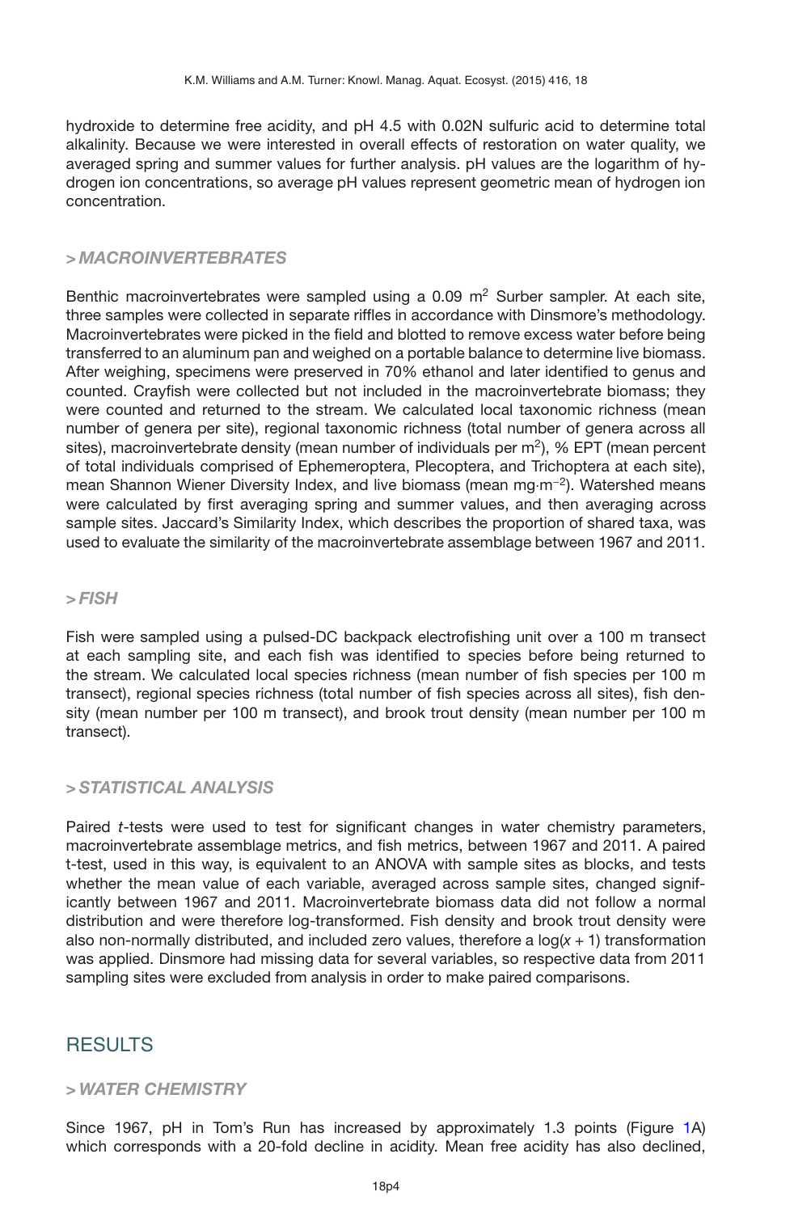hydroxide to determine free acidity, and pH 4.5 with 0.02N sulfuric acid to determine total alkalinity. Because we were interested in overall effects of restoration on water quality, we averaged spring and summer values for further analysis. pH values are the logarithm of hydrogen ion concentrations, so average pH values represent geometric mean of hydrogen ion concentration.

### > *MACROINVERTEBRATES*

Benthic macroinvertebrates were sampled using a 0.09 $m^2$ Surber sampler. At each site, three samples were collected in separate riffles in accordance with Dinsmore's methodology. Macroinvertebrates were picked in the field and blotted to remove excess water before being transferred to an aluminum pan and weighed on a portable balance to determine live biomass. After weighing, specimens were preserved in 70% ethanol and later identified to genus and counted. Crayfish were collected but not included in the macroinvertebrate biomass; they were counted and returned to the stream. We calculated local taxonomic richness (mean number of genera per site), regional taxonomic richness (total number of genera across all sites), macroinvertebrate density (mean number of individuals per $m^2$), % EPT (mean percent of total individuals comprised of Ephemeroptera, Plecoptera, and Trichoptera at each site), mean Shannon Wiener Diversity Index, and live biomass (mean $mg \cdot m^{-2}$). Watershed means were calculated by first averaging spring and summer values, and then averaging across sample sites. Jaccard's Similarity Index, which describes the proportion of shared taxa, was used to evaluate the similarity of the macroinvertebrate assemblage between 1967 and 2011.

### > *FISH*

Fish were sampled using a pulsed-DC backpack electrofishing unit over a 100 m transect at each sampling site, and each fish was identified to species before being returned to the stream. We calculated local species richness (mean number of fish species per 100 m transect), regional species richness (total number of fish species across all sites), fish density (mean number per 100 m transect), and brook trout density (mean number per 100 m transect).

### > *STATISTICAL ANALYSIS*

Paired *t*-tests were used to test for significant changes in water chemistry parameters, macroinvertebrate assemblage metrics, and fish metrics, between 1967 and 2011. A paired t-test, used in this way, is equivalent to an ANOVA with sample sites as blocks, and tests whether the mean value of each variable, averaged across sample sites, changed significantly between 1967 and 2011. Macroinvertebrate biomass data did not follow a normal distribution and were therefore log-transformed. Fish density and brook trout density were also non-normally distributed, and included zero values, therefore a $\log(x + 1)$ transformation was applied. Dinsmore had missing data for several variables, so respective data from 2011 sampling sites were excluded from analysis in order to make paired comparisons.

## RESULTS

### > *WATER CHEMISTRY*

Since 1967, pH in Tom's Run has increased by approximately 1.3 points (Figure 1A) which corresponds with a 20-fold decline in acidity. Mean free acidity has also declined,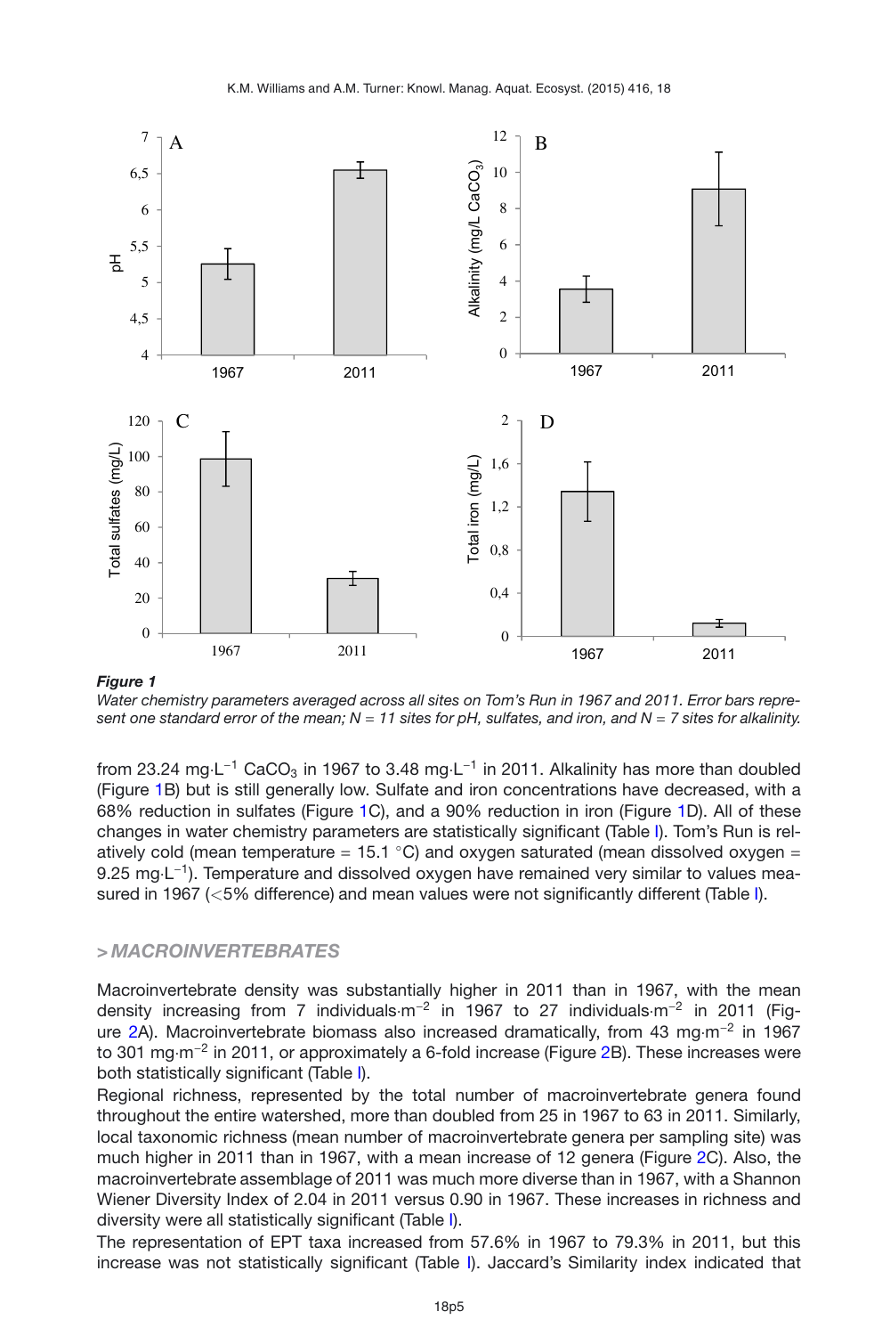*Figure 1*
*Water chemistry parameters averaged across all sites on Tom's Run in 1967 and 2011. Error bars represent one standard error of the mean; N = 11 sites for pH, sulfates, and iron, and N = 7 sites for alkalinity.*

from 23.24 mg·L$^{-1}$ $CaCO_3$ in 1967 to 3.48 mg·L$^{-1}$ in 2011. Alkalinity has more than doubled (Figure 1B) but is still generally low. Sulfate and iron concentrations have decreased, with a 68% reduction in sulfates (Figure 1C), and a 90% reduction in iron (Figure 1D). All of these changes in water chemistry parameters are statistically significant (Table I). Tom's Run is relatively cold (mean temperature = 15.1 °C) and oxygen saturated (mean dissolved oxygen = 9.25 mg·L$^{-1}$). Temperature and dissolved oxygen have remained very similar to values measured in 1967 (<5% difference) and mean values were not significantly different (Table I).

## > MACROINVERTEBRATES

Macroinvertebrate density was substantially higher in 2011 than in 1967, with the mean density increasing from 7 individuals·m$^{-2}$ in 1967 to 27 individuals·m$^{-2}$ in 2011 (Figure 2A). Macroinvertebrate biomass also increased dramatically, from 43 mg·m$^{-2}$ in 1967 to 301 mg·m$^{-2}$ in 2011, or approximately a 6-fold increase (Figure 2B). These increases were both statistically significant (Table I).

Regional richness, represented by the total number of macroinvertebrate genera found throughout the entire watershed, more than doubled from 25 in 1967 to 63 in 2011. Similarly, local taxonomic richness (mean number of macroinvertebrate genera per sampling site) was much higher in 2011 than in 1967, with a mean increase of 12 genera (Figure 2C). Also, the macroinvertebrate assemblage of 2011 was much more diverse than in 1967, with a Shannon Wiener Diversity Index of 2.04 in 2011 versus 0.90 in 1967. These increases in richness and diversity were all statistically significant (Table I).

The representation of EPT taxa increased from 57.6% in 1967 to 79.3% in 2011, but this increase was not statistically significant (Table I). Jaccard's Similarity index indicated that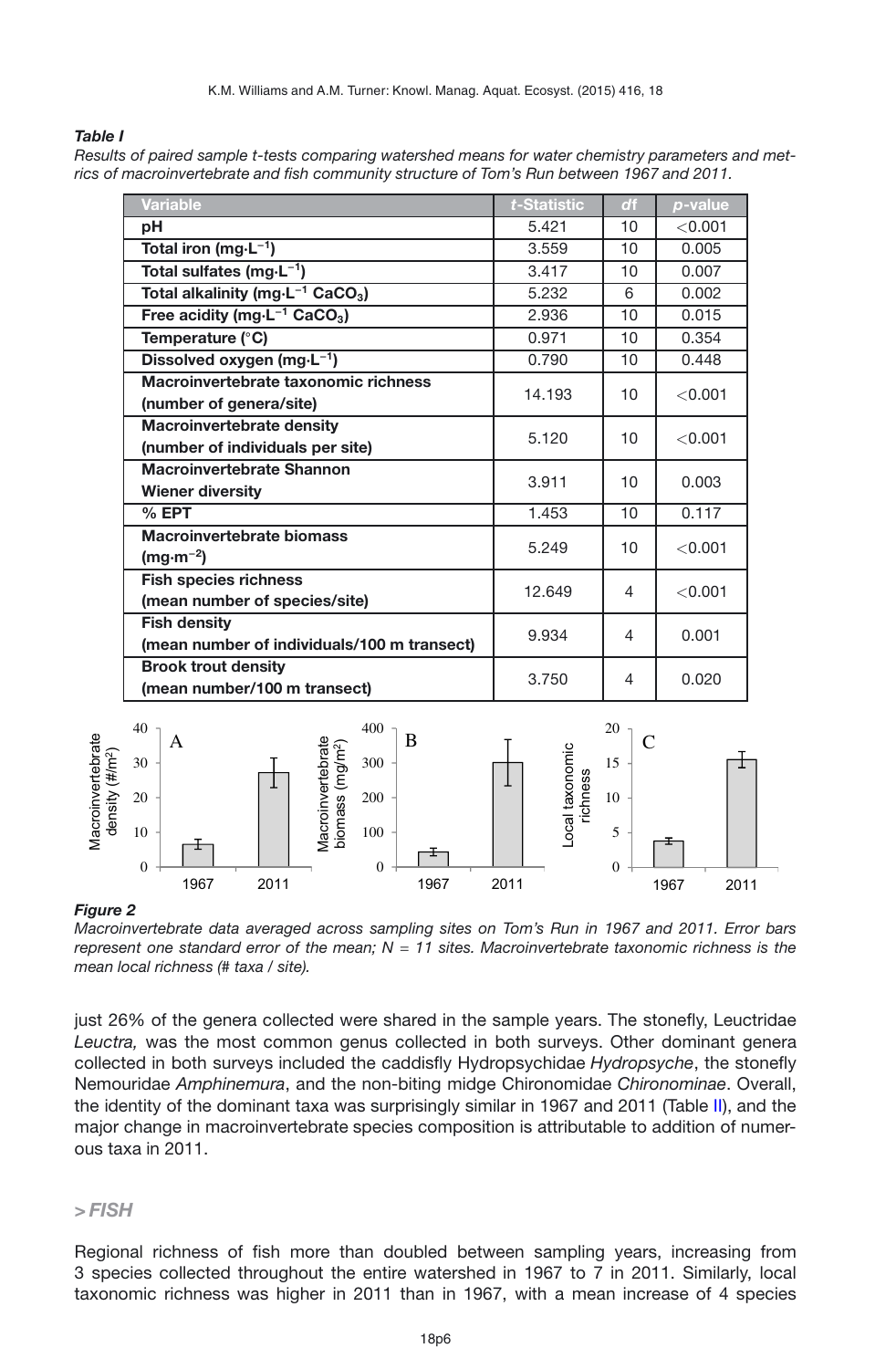***Table I***

*Results of paired sample t-tests comparing watershed means for water chemistry parameters and metrics of macroinvertebrate and fish community structure of Tom's Run between 1967 and 2011.*

| Variable | *t*-Statistic | *df* | *p*-value |
|---|---|---|---|
| **pH** | 5.421 | 10 | <0.001 |
| **Total iron (mg·L$^{-1}$)** | 3.559 | 10 | 0.005 |
| **Total sulfates (mg·L$^{-1}$)** | 3.417 | 10 | 0.007 |
| **Total alkalinity (mg·L$^{-1}$ $CaCO_3$)** | 5.232 | 6 | 0.002 |
| **Free acidity (mg·L$^{-1}$ $CaCO_3$)** | 2.936 | 10 | 0.015 |
| **Temperature (°C)** | 0.971 | 10 | 0.354 |
| **Dissolved oxygen (mg·L$^{-1}$)** | 0.790 | 10 | 0.448 |
| **Macroinvertebrate taxonomic richness (number of genera/site)** | 14.193 | 10 | <0.001 |
| **Macroinvertebrate density (number of individuals per site)** | 5.120 | 10 | <0.001 |
| **Macroinvertebrate Shannon Wiener diversity** | 3.911 | 10 | 0.003 |
| **% EPT** | 1.453 | 10 | 0.117 |
| **Macroinvertebrate biomass (mg·m$^{-2}$)** | 5.249 | 10 | <0.001 |
| **Fish species richness (mean number of species/site)** | 12.649 | 4 | <0.001 |
| **Fish density (mean number of individuals/100 m transect)** | 9.934 | 4 | 0.001 |
| **Brook trout density (mean number/100 m transect)** | 3.750 | 4 | 0.020 |

***Figure 2***

*Macroinvertebrate data averaged across sampling sites on Tom's Run in 1967 and 2011. Error bars represent one standard error of the mean; N = 11 sites. Macroinvertebrate taxonomic richness is the mean local richness (# taxa / site).*

just 26% of the genera collected were shared in the sample years. The stonefly, Leuctridae *Leuctra,* was the most common genus collected in both surveys. Other dominant genera collected in both surveys included the caddisfly Hydropsychidae *Hydropsyche*, the stonefly Nemouridae *Amphinemura*, and the non-biting midge Chironomidae *Chironominae*. Overall, the identity of the dominant taxa was surprisingly similar in 1967 and 2011 (Table II), and the major change in macroinvertebrate species composition is attributable to addition of numerous taxa in 2011.

## > *FISH*

Regional richness of fish more than doubled between sampling years, increasing from 3 species collected throughout the entire watershed in 1967 to 7 in 2011. Similarly, local taxonomic richness was higher in 2011 than in 1967, with a mean increase of 4 species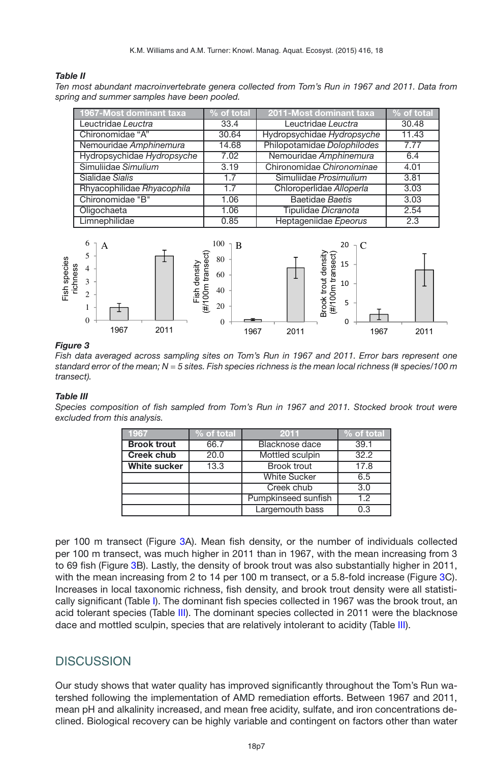***Table II***

*Ten most abundant macroinvertebrate genera collected from Tom's Run in 1967 and 2011. Data from spring and summer samples have been pooled.*

| 1967-Most dominant taxa | % of total | 2011-Most dominant taxa | % of total |
|---|---|---|---|
| Leuctridae *Leuctra* | 33.4 | Leuctridae *Leuctra* | 30.48 |
| Chironomidae "A" | 30.64 | Hydropsychidae *Hydropsyche* | 11.43 |
| Nemouridae *Amphinemura* | 14.68 | Philopotamidae *Dolophilodes* | 7.77 |
| Hydropsychidae *Hydropsyche* | 7.02 | Nemouridae *Amphinemura* | 6.4 |
| Simuliidae *Simulium* | 3.19 | Chironomidae *Chironominae* | 4.01 |
| Sialidae *Sialis* | 1.7 | Simuliidae *Prosimulium* | 3.81 |
| Rhyacophilidae *Rhyacophila* | 1.7 | Chloroperlidae *Alloperla* | 3.03 |
| Chironomidae "B" | 1.06 | Baetidae *Baetis* | 3.03 |
| Oligochaeta | 1.06 | Tipulidae *Dicranota* | 2.54 |
| Limnephilidae | 0.85 | Heptageniidae *Epeorus* | 2.3 |

***Figure 3***

*Fish data averaged across sampling sites on Tom's Run in 1967 and 2011. Error bars represent one standard error of the mean; N = 5 sites. Fish species richness is the mean local richness (# species/100 m transect).*

***Table III***

*Species composition of fish sampled from Tom's Run in 1967 and 2011. Stocked brook trout were excluded from this analysis.*

| 1967 | % of total | 2011 | % of total |
|---|---|---|---|
| **Brook trout** | 66.7 | Blacknose dace | 39.1 |
| **Creek chub** | 20.0 | Mottled sculpin | 32.2 |
| **White sucker** | 13.3 | Brook trout | 17.8 |
| | | White Sucker | 6.5 |
| | | Creek chub | 3.0 |
| | | Pumpkinseed sunfish | 1.2 |
| | | Largemouth bass | 0.3 |

per 100 m transect (Figure 3A). Mean fish density, or the number of individuals collected per 100 m transect, was much higher in 2011 than in 1967, with the mean increasing from 3 to 69 fish (Figure 3B). Lastly, the density of brook trout was also substantially higher in 2011, with the mean increasing from 2 to 14 per 100 m transect, or a 5.8-fold increase (Figure 3C). Increases in local taxonomic richness, fish density, and brook trout density were all statistically significant (Table I). The dominant fish species collected in 1967 was the brook trout, an acid tolerant species (Table III). The dominant species collected in 2011 were the blacknose dace and mottled sculpin, species that are relatively intolerant to acidity (Table III).

## DISCUSSION

Our study shows that water quality has improved significantly throughout the Tom's Run watershed following the implementation of AMD remediation efforts. Between 1967 and 2011, mean pH and alkalinity increased, and mean free acidity, sulfate, and iron concentrations declined. Biological recovery can be highly variable and contingent on factors other than water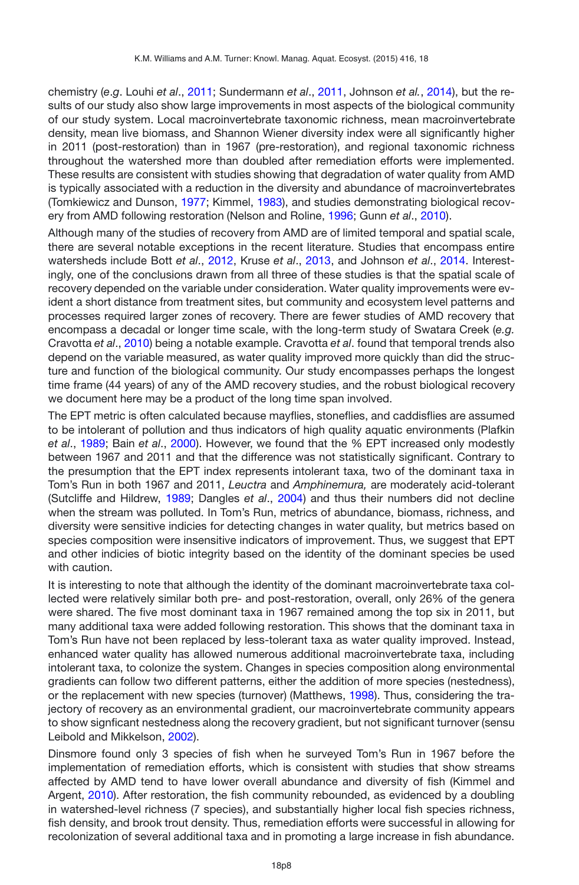chemistry (*e.g*. Louhi *et al*., 2011; Sundermann *et al*., 2011, Johnson *et al.*, 2014), but the results of our study also show large improvements in most aspects of the biological community of our study system. Local macroinvertebrate taxonomic richness, mean macroinvertebrate density, mean live biomass, and Shannon Wiener diversity index were all significantly higher in 2011 (post-restoration) than in 1967 (pre-restoration), and regional taxonomic richness throughout the watershed more than doubled after remediation efforts were implemented. These results are consistent with studies showing that degradation of water quality from AMD is typically associated with a reduction in the diversity and abundance of macroinvertebrates (Tomkiewicz and Dunson, 1977; Kimmel, 1983), and studies demonstrating biological recovery from AMD following restoration (Nelson and Roline, 1996; Gunn *et al*., 2010).

Although many of the studies of recovery from AMD are of limited temporal and spatial scale, there are several notable exceptions in the recent literature. Studies that encompass entire watersheds include Bott *et al*., 2012, Kruse *et al*., 2013, and Johnson *et al*., 2014. Interestingly, one of the conclusions drawn from all three of these studies is that the spatial scale of recovery depended on the variable under consideration. Water quality improvements were evident a short distance from treatment sites, but community and ecosystem level patterns and processes required larger zones of recovery. There are fewer studies of AMD recovery that encompass a decadal or longer time scale, with the long-term study of Swatara Creek (*e.g.* Cravotta *et al*., 2010) being a notable example. Cravotta *et al*. found that temporal trends also depend on the variable measured, as water quality improved more quickly than did the structure and function of the biological community. Our study encompasses perhaps the longest time frame (44 years) of any of the AMD recovery studies, and the robust biological recovery we document here may be a product of the long time span involved.

The EPT metric is often calculated because mayflies, stoneflies, and caddisflies are assumed to be intolerant of pollution and thus indicators of high quality aquatic environments (Plafkin *et al*., 1989; Bain *et al*., 2000). However, we found that the % EPT increased only modestly between 1967 and 2011 and that the difference was not statistically significant. Contrary to the presumption that the EPT index represents intolerant taxa, two of the dominant taxa in Tom's Run in both 1967 and 2011, *Leuctra* and *Amphinemura,* are moderately acid-tolerant (Sutcliffe and Hildrew, 1989; Dangles *et al*., 2004) and thus their numbers did not decline when the stream was polluted. In Tom's Run, metrics of abundance, biomass, richness, and diversity were sensitive indicies for detecting changes in water quality, but metrics based on species composition were insensitive indicators of improvement. Thus, we suggest that EPT and other indicies of biotic integrity based on the identity of the dominant species be used with caution.

It is interesting to note that although the identity of the dominant macroinvertebrate taxa collected were relatively similar both pre- and post-restoration, overall, only 26% of the genera were shared. The five most dominant taxa in 1967 remained among the top six in 2011, but many additional taxa were added following restoration. This shows that the dominant taxa in Tom's Run have not been replaced by less-tolerant taxa as water quality improved. Instead, enhanced water quality has allowed numerous additional macroinvertebrate taxa, including intolerant taxa, to colonize the system. Changes in species composition along environmental gradients can follow two different patterns, either the addition of more species (nestedness), or the replacement with new species (turnover) (Matthews, 1998). Thus, considering the trajectory of recovery as an environmental gradient, our macroinvertebrate community appears to show signficant nestedness along the recovery gradient, but not significant turnover (sensu Leibold and Mikkelson, 2002).

Dinsmore found only 3 species of fish when he surveyed Tom's Run in 1967 before the implementation of remediation efforts, which is consistent with studies that show streams affected by AMD tend to have lower overall abundance and diversity of fish (Kimmel and Argent, 2010). After restoration, the fish community rebounded, as evidenced by a doubling in watershed-level richness (7 species), and substantially higher local fish species richness, fish density, and brook trout density. Thus, remediation efforts were successful in allowing for recolonization of several additional taxa and in promoting a large increase in fish abundance.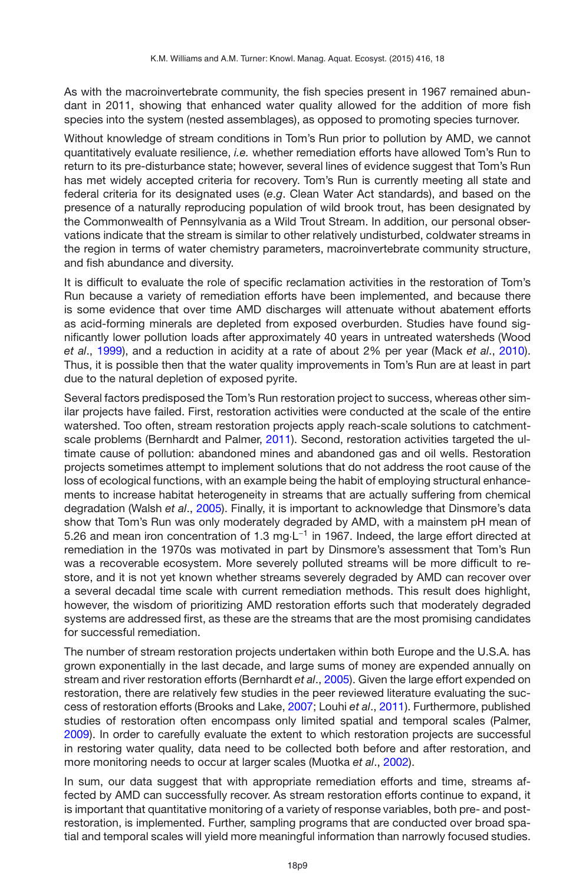As with the macroinvertebrate community, the fish species present in 1967 remained abundant in 2011, showing that enhanced water quality allowed for the addition of more fish species into the system (nested assemblages), as opposed to promoting species turnover.

Without knowledge of stream conditions in Tom's Run prior to pollution by AMD, we cannot quantitatively evaluate resilience, *i.e.* whether remediation efforts have allowed Tom's Run to return to its pre-disturbance state; however, several lines of evidence suggest that Tom's Run has met widely accepted criteria for recovery. Tom's Run is currently meeting all state and federal criteria for its designated uses (*e.g*. Clean Water Act standards), and based on the presence of a naturally reproducing population of wild brook trout, has been designated by the Commonwealth of Pennsylvania as a Wild Trout Stream. In addition, our personal observations indicate that the stream is similar to other relatively undisturbed, coldwater streams in the region in terms of water chemistry parameters, macroinvertebrate community structure, and fish abundance and diversity.

It is difficult to evaluate the role of specific reclamation activities in the restoration of Tom's Run because a variety of remediation efforts have been implemented, and because there is some evidence that over time AMD discharges will attenuate without abatement efforts as acid-forming minerals are depleted from exposed overburden. Studies have found significantly lower pollution loads after approximately 40 years in untreated watersheds (Wood *et al*., 1999), and a reduction in acidity at a rate of about 2% per year (Mack *et al*., 2010). Thus, it is possible then that the water quality improvements in Tom's Run are at least in part due to the natural depletion of exposed pyrite.

Several factors predisposed the Tom's Run restoration project to success, whereas other similar projects have failed. First, restoration activities were conducted at the scale of the entire watershed. Too often, stream restoration projects apply reach-scale solutions to catchment-scale problems (Bernhardt and Palmer, 2011). Second, restoration activities targeted the ultimate cause of pollution: abandoned mines and abandoned gas and oil wells. Restoration projects sometimes attempt to implement solutions that do not address the root cause of the loss of ecological functions, with an example being the habit of employing structural enhancements to increase habitat heterogeneity in streams that are actually suffering from chemical degradation (Walsh *et al*., 2005). Finally, it is important to acknowledge that Dinsmore's data show that Tom's Run was only moderately degraded by AMD, with a mainstem pH mean of 5.26 and mean iron concentration of 1.3 $mg \cdot L^{-1}$ in 1967. Indeed, the large effort directed at remediation in the 1970s was motivated in part by Dinsmore's assessment that Tom's Run was a recoverable ecosystem. More severely polluted streams will be more difficult to restore, and it is not yet known whether streams severely degraded by AMD can recover over a several decadal time scale with current remediation methods. This result does highlight, however, the wisdom of prioritizing AMD restoration efforts such that moderately degraded systems are addressed first, as these are the streams that are the most promising candidates for successful remediation.

The number of stream restoration projects undertaken within both Europe and the U.S.A. has grown exponentially in the last decade, and large sums of money are expended annually on stream and river restoration efforts (Bernhardt *et al*., 2005). Given the large effort expended on restoration, there are relatively few studies in the peer reviewed literature evaluating the success of restoration efforts (Brooks and Lake, 2007; Louhi *et al*., 2011). Furthermore, published studies of restoration often encompass only limited spatial and temporal scales (Palmer, 2009). In order to carefully evaluate the extent to which restoration projects are successful in restoring water quality, data need to be collected both before and after restoration, and more monitoring needs to occur at larger scales (Muotka *et al*., 2002).

In sum, our data suggest that with appropriate remediation efforts and time, streams affected by AMD can successfully recover. As stream restoration efforts continue to expand, it is important that quantitative monitoring of a variety of response variables, both pre- and post-restoration, is implemented. Further, sampling programs that are conducted over broad spatial and temporal scales will yield more meaningful information than narrowly focused studies.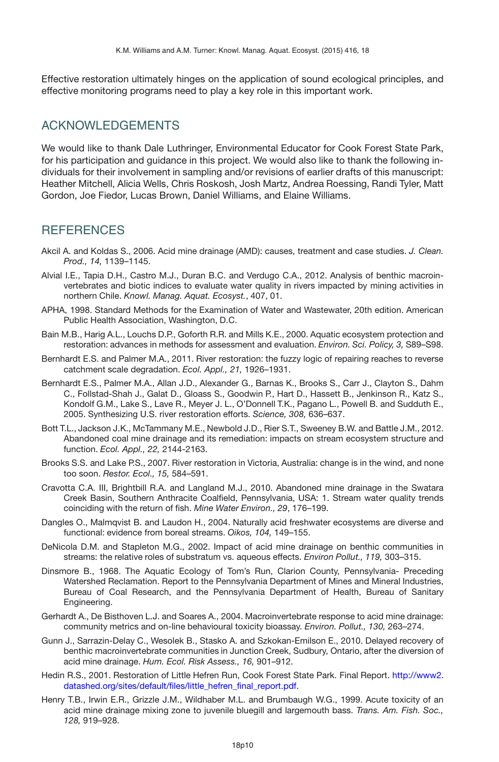Effective restoration ultimately hinges on the application of sound ecological principles, and effective monitoring programs need to play a key role in this important work.

## ACKNOWLEDGEMENTS

We would like to thank Dale Luthringer, Environmental Educator for Cook Forest State Park, for his participation and guidance in this project. We would also like to thank the following individuals for their involvement in sampling and/or revisions of earlier drafts of this manuscript: Heather Mitchell, Alicia Wells, Chris Roskosh, Josh Martz, Andrea Roessing, Randi Tyler, Matt Gordon, Joe Fiedor, Lucas Brown, Daniel Williams, and Elaine Williams.

## REFERENCES

Akcil A. and Koldas S., 2006. Acid mine drainage (AMD): causes, treatment and case studies. *J. Clean. Prod., 14,* 1139–1145.

Alvial I.E., Tapia D.H., Castro M.J., Duran B.C. and Verdugo C.A., 2012. Analysis of benthic macroinvertebrates and biotic indices to evaluate water quality in rivers impacted by mining activities in northern Chile. *Knowl. Manag. Aquat. Ecosyst.*, 407, 01.

APHA, 1998. Standard Methods for the Examination of Water and Wastewater, 20th edition. American Public Health Association, Washington, D.C.

Bain M.B., Harig A.L., Louchs D.P., Goforth R.R. and Mills K.E., 2000. Aquatic ecosystem protection and restoration: advances in methods for assessment and evaluation. *Environ. Sci. Policy, 3,* S89–S98.

Bernhardt E.S. and Palmer M.A., 2011. River restoration: the fuzzy logic of repairing reaches to reverse catchment scale degradation. *Ecol. Appl., 21,* 1926–1931.

Bernhardt E.S., Palmer M.A., Allan J.D., Alexander G., Barnas K., Brooks S., Carr J., Clayton S., Dahm C., Follstad-Shah J., Galat D., Gloass S., Goodwin P., Hart D., Hassett B., Jenkinson R., Katz S., Kondolf G.M., Lake S., Lave R., Meyer J. L., O'Donnell T.K., Pagano L., Powell B. and Sudduth E., 2005. Synthesizing U.S. river restoration efforts. *Science, 308,* 636–637.

Bott T.L., Jackson J.K., McTammany M.E., Newbold J.D., Rier S.T., Sweeney B.W. and Battle J.M., 2012. Abandoned coal mine drainage and its remediation: impacts on stream ecosystem structure and function. *Ecol. Appl., 22,* 2144-2163.

Brooks S.S. and Lake P.S., 2007. River restoration in Victoria, Australia: change is in the wind, and none too soon. *Restor. Ecol., 15,* 584–591.

Cravotta C.A. III, Brightbill R.A. and Langland M.J., 2010. Abandoned mine drainage in the Swatara Creek Basin, Southern Anthracite Coalfield, Pennsylvania, USA: 1. Stream water quality trends coinciding with the return of fish. *Mine Water Environ., 29*, 176–199.

Dangles O., Malmqvist B. and Laudon H., 2004. Naturally acid freshwater ecosystems are diverse and functional: evidence from boreal streams. *Oikos, 104,* 149–155.

DeNicola D.M. and Stapleton M.G., 2002. Impact of acid mine drainage on benthic communities in streams: the relative roles of substratum vs. aqueous effects. *Environ Pollut., 119,* 303–315.

Dinsmore B., 1968. The Aquatic Ecology of Tom's Run, Clarion County, Pennsylvania- Preceding Watershed Reclamation. Report to the Pennsylvania Department of Mines and Mineral Industries, Bureau of Coal Research, and the Pennsylvania Department of Health, Bureau of Sanitary Engineering.

Gerhardt A., De Bisthoven L.J. and Soares A., 2004. Macroinvertebrate response to acid mine drainage: community metrics and on-line behavioural toxicity bioassay. *Environ. Pollut., 130,* 263–274.

Gunn J., Sarrazin-Delay C., Wesolek B., Stasko A. and Szkokan-Emilson E., 2010. Delayed recovery of benthic macroinvertebrate communities in Junction Creek, Sudbury, Ontario, after the diversion of acid mine drainage. *Hum. Ecol. Risk Assess., 16,* 901–912.

Hedin R.S., 2001. Restoration of Little Hefren Run, Cook Forest State Park. Final Report. http://www2.datashed.org/sites/default/files/little_hefren_final_report.pdf.

Henry T.B., Irwin E.R., Grizzle J.M., Wildhaber M.L. and Brumbaugh W.G., 1999. Acute toxicity of an acid mine drainage mixing zone to juvenile bluegill and largemouth bass. *Trans. Am. Fish. Soc., 128,* 919–928.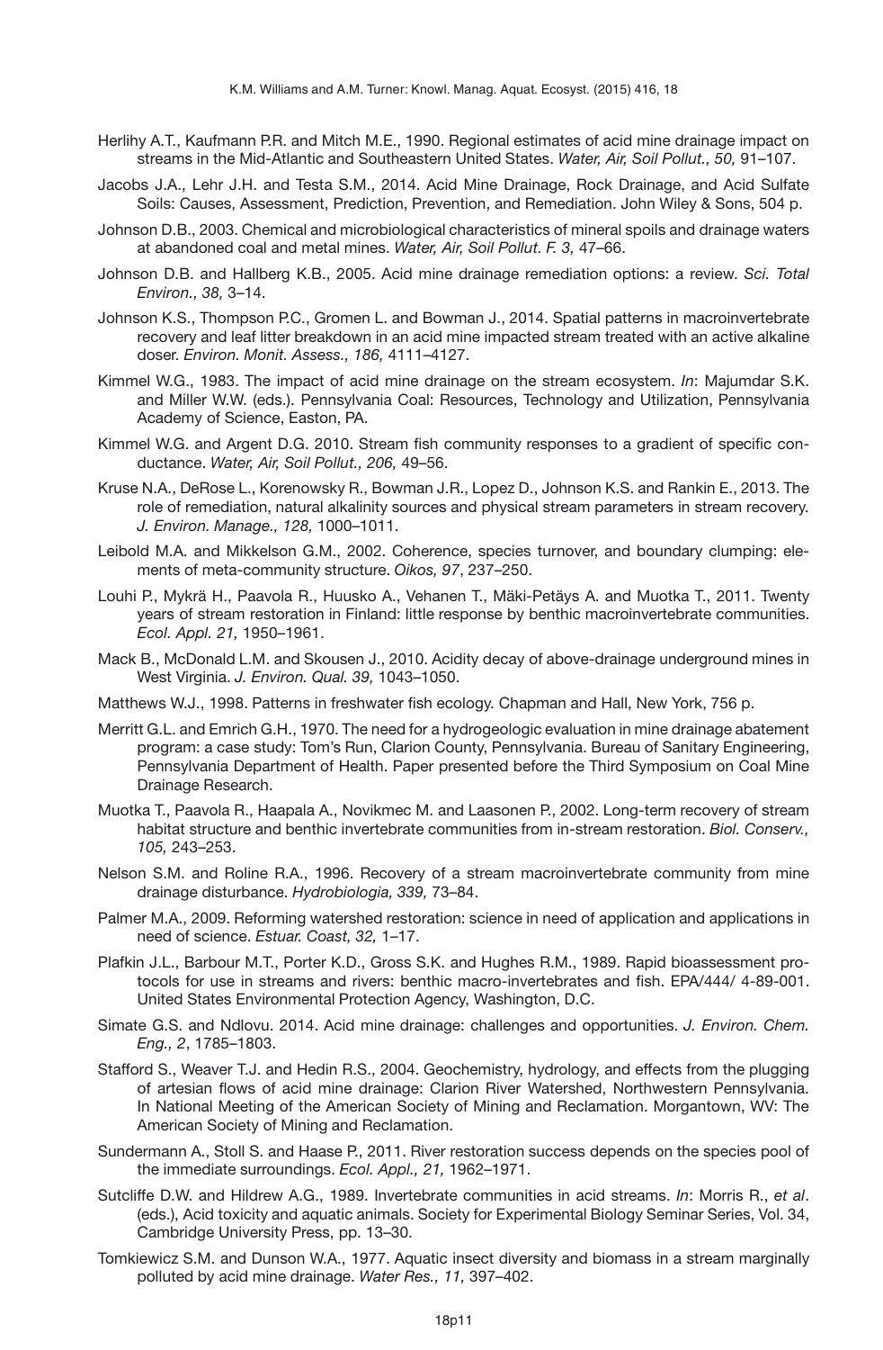Herlihy A.T., Kaufmann P.R. and Mitch M.E., 1990. Regional estimates of acid mine drainage impact on streams in the Mid-Atlantic and Southeastern United States. *Water, Air, Soil Pollut., 50,* 91–107.

Jacobs J.A., Lehr J.H. and Testa S.M., 2014. Acid Mine Drainage, Rock Drainage, and Acid Sulfate Soils: Causes, Assessment, Prediction, Prevention, and Remediation. John Wiley & Sons, 504 p.

Johnson D.B., 2003. Chemical and microbiological characteristics of mineral spoils and drainage waters at abandoned coal and metal mines. *Water, Air, Soil Pollut. F. 3,* 47–66.

Johnson D.B. and Hallberg K.B., 2005. Acid mine drainage remediation options: a review. *Sci. Total Environ., 38,* 3–14.

Johnson K.S., Thompson P.C., Gromen L. and Bowman J., 2014. Spatial patterns in macroinvertebrate recovery and leaf litter breakdown in an acid mine impacted stream treated with an active alkaline doser. *Environ. Monit. Assess., 186,* 4111–4127.

Kimmel W.G., 1983. The impact of acid mine drainage on the stream ecosystem. *In*: Majumdar S.K. and Miller W.W. (eds.). Pennsylvania Coal: Resources, Technology and Utilization, Pennsylvania Academy of Science, Easton, PA.

Kimmel W.G. and Argent D.G. 2010. Stream fish community responses to a gradient of specific conductance. *Water, Air, Soil Pollut., 206,* 49–56.

Kruse N.A., DeRose L., Korenowsky R., Bowman J.R., Lopez D., Johnson K.S. and Rankin E., 2013. The role of remediation, natural alkalinity sources and physical stream parameters in stream recovery. *J. Environ. Manage., 128,* 1000–1011.

Leibold M.A. and Mikkelson G.M., 2002. Coherence, species turnover, and boundary clumping: elements of meta-community structure. *Oikos, 97*, 237–250.

Louhi P., Mykrä H., Paavola R., Huusko A., Vehanen T., Mäki-Petäys A. and Muotka T., 2011. Twenty years of stream restoration in Finland: little response by benthic macroinvertebrate communities. *Ecol. Appl. 21,* 1950–1961.

Mack B., McDonald L.M. and Skousen J., 2010. Acidity decay of above-drainage underground mines in West Virginia. *J. Environ. Qual. 39,* 1043–1050.

Matthews W.J., 1998. Patterns in freshwater fish ecology. Chapman and Hall, New York, 756 p.

Merritt G.L. and Emrich G.H., 1970. The need for a hydrogeologic evaluation in mine drainage abatement program: a case study: Tom's Run, Clarion County, Pennsylvania. Bureau of Sanitary Engineering, Pennsylvania Department of Health. Paper presented before the Third Symposium on Coal Mine Drainage Research.

Muotka T., Paavola R., Haapala A., Novikmec M. and Laasonen P., 2002. Long-term recovery of stream habitat structure and benthic invertebrate communities from in-stream restoration. *Biol. Conserv., 105,* 243–253.

Nelson S.M. and Roline R.A., 1996. Recovery of a stream macroinvertebrate community from mine drainage disturbance. *Hydrobiologia, 339,* 73–84.

Palmer M.A., 2009. Reforming watershed restoration: science in need of application and applications in need of science. *Estuar. Coast, 32,* 1–17.

Plafkin J.L., Barbour M.T., Porter K.D., Gross S.K. and Hughes R.M., 1989. Rapid bioassessment protocols for use in streams and rivers: benthic macro-invertebrates and fish. EPA/444/ 4-89-001. United States Environmental Protection Agency, Washington, D.C.

Simate G.S. and Ndlovu. 2014. Acid mine drainage: challenges and opportunities. *J. Environ. Chem. Eng., 2*, 1785–1803.

Stafford S., Weaver T.J. and Hedin R.S., 2004. Geochemistry, hydrology, and effects from the plugging of artesian flows of acid mine drainage: Clarion River Watershed, Northwestern Pennsylvania. In National Meeting of the American Society of Mining and Reclamation. Morgantown, WV: The American Society of Mining and Reclamation.

Sundermann A., Stoll S. and Haase P., 2011. River restoration success depends on the species pool of the immediate surroundings. *Ecol. Appl., 21,* 1962–1971.

Sutcliffe D.W. and Hildrew A.G., 1989. Invertebrate communities in acid streams. *In*: Morris R., *et al*. (eds.), Acid toxicity and aquatic animals. Society for Experimental Biology Seminar Series, Vol. 34, Cambridge University Press, pp. 13–30.

Tomkiewicz S.M. and Dunson W.A., 1977. Aquatic insect diversity and biomass in a stream marginally polluted by acid mine drainage. *Water Res., 11,* 397–402.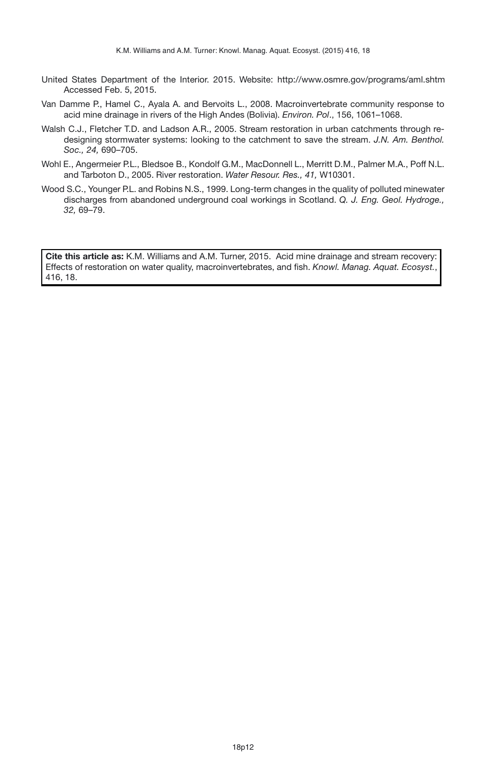United States Department of the Interior. 2015. Website: http://www.osmre.gov/programs/aml.shtm Accessed Feb. 5, 2015.

Van Damme P., Hamel C., Ayala A. and Bervoits L., 2008. Macroinvertebrate community response to acid mine drainage in rivers of the High Andes (Bolivia). *Environ. Pol*., 156, 1061–1068.

Walsh C.J., Fletcher T.D. and Ladson A.R., 2005. Stream restoration in urban catchments through redesigning stormwater systems: looking to the catchment to save the stream. *J.N. Am. Benthol. Soc., 24,* 690–705.

Wohl E., Angermeier P.L., Bledsoe B., Kondolf G.M., MacDonnell L., Merritt D.M., Palmer M.A., Poff N.L. and Tarboton D., 2005. River restoration. *Water Resour. Res., 41,* W10301.

Wood S.C., Younger P.L. and Robins N.S., 1999. Long-term changes in the quality of polluted minewater discharges from abandoned underground coal workings in Scotland. *Q. J. Eng. Geol. Hydroge., 32,* 69–79.

**Cite this article as:** K.M. Williams and A.M. Turner, 2015. Acid mine drainage and stream recovery: Effects of restoration on water quality, macroinvertebrates, and fish. *Knowl. Manag. Aquat. Ecosyst.*, 416, 18.